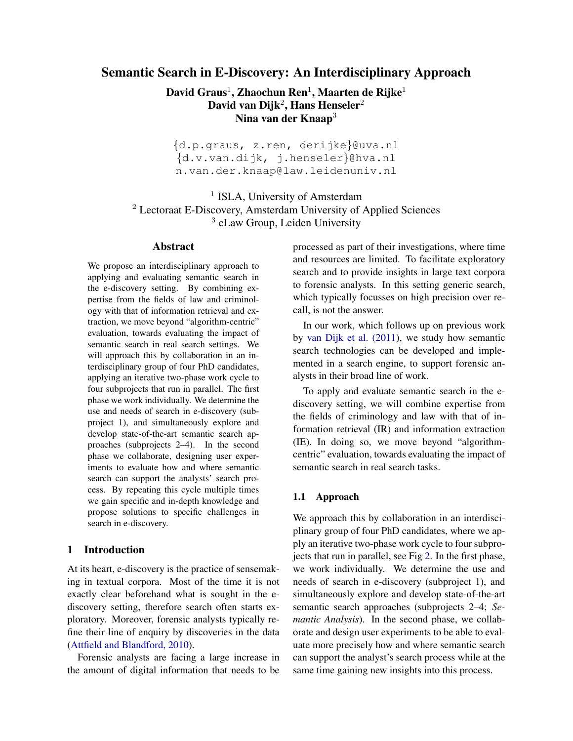# Semantic Search in E-Discovery: An Interdisciplinary Approach

**David Graus[1], Zhaochun Ren[1], Maarten de Rijke[1]**
**David van Dijk[2], Hans Henseler[2]**
**Nina van der Knaap[3]**

{d.p.graus, z.ren, derijke}@uva.nl
{d.v.van.dijk, j.henseler}@hva.nl
n.van.der.knaap@law.leidenuniv.nl

[1] ISLA, University of Amsterdam
[2] Lectoraat E-Discovery, Amsterdam University of Applied Sciences
[3] eLaw Group, Leiden University

## Abstract

We propose an interdisciplinary approach to applying and evaluating semantic search in the e-discovery setting. By combining expertise from the fields of law and criminology with that of information retrieval and extraction, we move beyond "algorithm-centric" evaluation, towards evaluating the impact of semantic search in real search settings. We will approach this by collaboration in an interdisciplinary group of four PhD candidates, applying an iterative two-phase work cycle to four subprojects that run in parallel. The first phase we work individually. We determine the use and needs of search in e-discovery (subproject 1), and simultaneously explore and develop state-of-the-art semantic search approaches (subprojects 2–4). In the second phase we collaborate, designing user experiments to evaluate how and where semantic search can support the analysts' search process. By repeating this cycle multiple times we gain specific and in-depth knowledge and propose solutions to specific challenges in search in e-discovery.

## 1 Introduction

At its heart, e-discovery is the practice of sensemaking in textual corpora. Most of the time it is not exactly clear beforehand what is sought in the e-discovery setting, therefore search often starts exploratory. Moreover, forensic analysts typically refine their line of enquiry by discoveries in the data (Attfield and Blandford, 2010).

Forensic analysts are facing a large increase in the amount of digital information that needs to be processed as part of their investigations, where time and resources are limited. To facilitate exploratory search and to provide insights in large text corpora to forensic analysts. In this setting generic search, which typically focusses on high precision over recall, is not the answer.

In our work, which follows up on previous work by van Dijk et al. (2011), we study how semantic search technologies can be developed and implemented in a search engine, to support forensic analysts in their broad line of work.

To apply and evaluate semantic search in the e-discovery setting, we will combine expertise from the fields of criminology and law with that of information retrieval (IR) and information extraction (IE). In doing so, we move beyond "algorithm-centric" evaluation, towards evaluating the impact of semantic search in real search tasks.

### 1.1 Approach

We approach this by collaboration in an interdisciplinary group of four PhD candidates, where we apply an iterative two-phase work cycle to four subprojects that run in parallel, see Fig 2. In the first phase, we work individually. We determine the use and needs of search in e-discovery (subproject 1), and simultaneously explore and develop state-of-the-art semantic search approaches (subprojects 2–4; *Semantic Analysis*). In the second phase, we collaborate and design user experiments to be able to evaluate more precisely how and where semantic search can support the analyst's search process while at the same time gaining new insights into this process.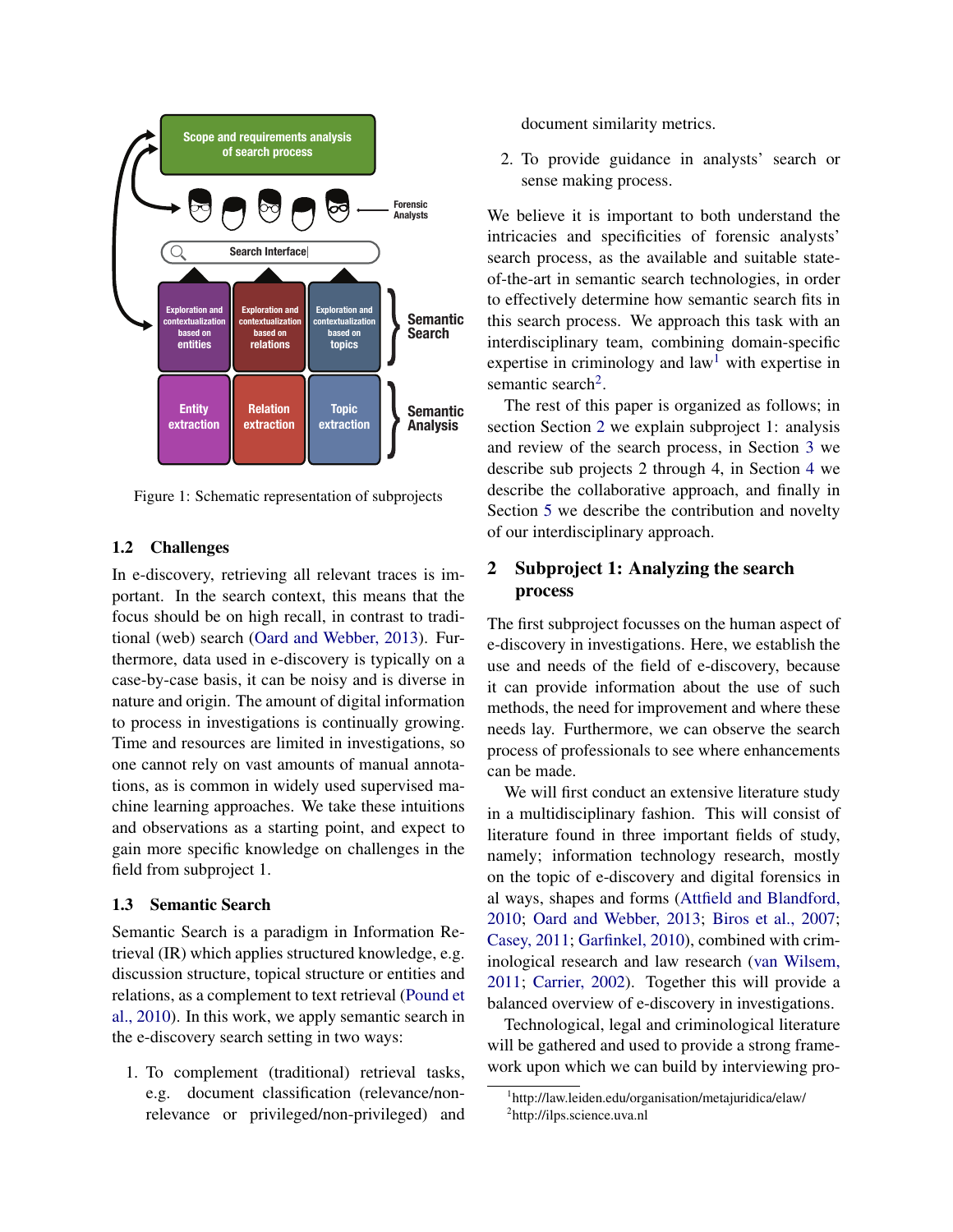Figure 1: Schematic representation of subprojects

### 1.2 Challenges

In e-discovery, retrieving all relevant traces is important. In the search context, this means that the focus should be on high recall, in contrast to traditional (web) search (Oard and Webber, 2013). Furthermore, data used in e-discovery is typically on a case-by-case basis, it can be noisy and is diverse in nature and origin. The amount of digital information to process in investigations is continually growing. Time and resources are limited in investigations, so one cannot rely on vast amounts of manual annotations, as is common in widely used supervised machine learning approaches. We take these intuitions and observations as a starting point, and expect to gain more specific knowledge on challenges in the field from subproject 1.

### 1.3 Semantic Search

Semantic Search is a paradigm in Information Retrieval (IR) which applies structured knowledge, e.g. discussion structure, topical structure or entities and relations, as a complement to text retrieval (Pound et al., 2010). In this work, we apply semantic search in the e-discovery search setting in two ways:

1. To complement (traditional) retrieval tasks, e.g. document classification (relevance/non-relevance or privileged/non-privileged) and document similarity metrics.
2. To provide guidance in analysts' search or sense making process.

We believe it is important to both understand the intricacies and specificities of forensic analysts' search process, as the available and suitable state-of-the-art in semantic search technologies, in order to effectively determine how semantic search fits in this search process. We approach this task with an interdisciplinary team, combining domain-specific expertise in criminology and law[1] with expertise in semantic search[2].

The rest of this paper is organized as follows; in section Section 2 we explain subproject 1: analysis and review of the search process, in Section 3 we describe sub projects 2 through 4, in Section 4 we describe the collaborative approach, and finally in Section 5 we describe the contribution and novelty of our interdisciplinary approach.

## 2 Subproject 1: Analyzing the search process

The first subproject focusses on the human aspect of e-discovery in investigations. Here, we establish the use and needs of the field of e-discovery, because it can provide information about the use of such methods, the need for improvement and where these needs lay. Furthermore, we can observe the search process of professionals to see where enhancements can be made.

We will first conduct an extensive literature study in a multidisciplinary fashion. This will consist of literature found in three important fields of study, namely; information technology research, mostly on the topic of e-discovery and digital forensics in al ways, shapes and forms (Attfield and Blandford, 2010; Oard and Webber, 2013; Biros et al., 2007; Casey, 2011; Garfinkel, 2010), combined with criminological research and law research (van Wilsem, 2011; Carrier, 2002). Together this will provide a balanced overview of e-discovery in investigations.

Technological, legal and criminological literature will be gathered and used to provide a strong framework upon which we can build by interviewing pro-

[1] http://law.leiden.edu/organisation/metajuridica/elaw/
[2] http://ilps.science.uva.nl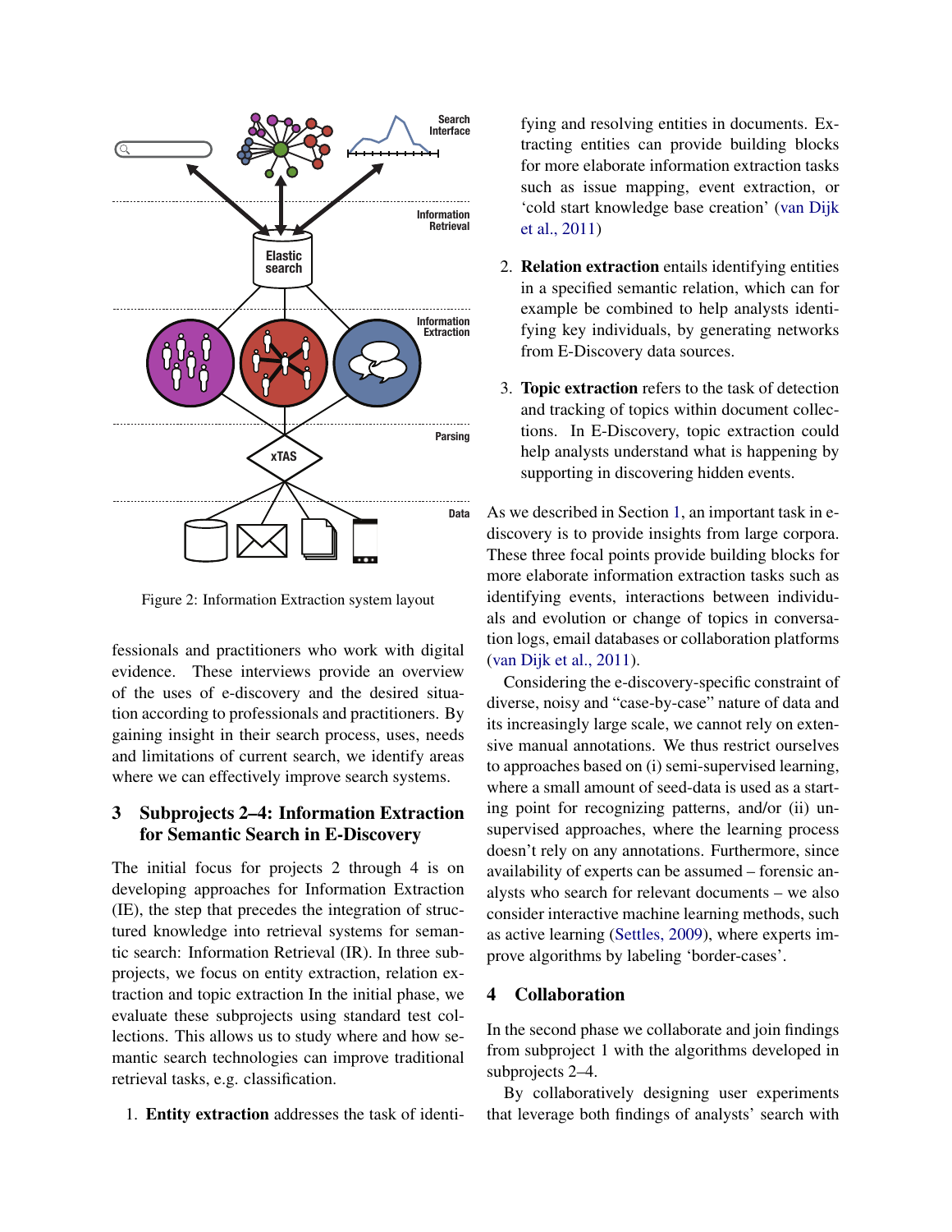Figure 2: Information Extraction system layout

fessionals and practitioners who work with digital evidence. These interviews provide an overview of the uses of e-discovery and the desired situation according to professionals and practitioners. By gaining insight in their search process, uses, needs and limitations of current search, we identify areas where we can effectively improve search systems.

## 3 Subprojects 2–4: Information Extraction for Semantic Search in E-Discovery

The initial focus for projects 2 through 4 is on developing approaches for Information Extraction (IE), the step that precedes the integration of structured knowledge into retrieval systems for semantic search: Information Retrieval (IR). In three subprojects, we focus on entity extraction, relation extraction and topic extraction In the initial phase, we evaluate these subprojects using standard test collections. This allows us to study where and how semantic search technologies can improve traditional retrieval tasks, e.g. classification.

1. **Entity extraction** addresses the task of identifying and resolving entities in documents. Extracting entities can provide building blocks for more elaborate information extraction tasks such as issue mapping, event extraction, or 'cold start knowledge base creation' (van Dijk et al., 2011)

2. **Relation extraction** entails identifying entities in a specified semantic relation, which can for example be combined to help analysts identifying key individuals, by generating networks from E-Discovery data sources.

3. **Topic extraction** refers to the task of detection and tracking of topics within document collections. In E-Discovery, topic extraction could help analysts understand what is happening by supporting in discovering hidden events.

As we described in Section 1, an important task in e-discovery is to provide insights from large corpora. These three focal points provide building blocks for more elaborate information extraction tasks such as identifying events, interactions between individuals and evolution or change of topics in conversation logs, email databases or collaboration platforms (van Dijk et al., 2011).

Considering the e-discovery-specific constraint of diverse, noisy and "case-by-case" nature of data and its increasingly large scale, we cannot rely on extensive manual annotations. We thus restrict ourselves to approaches based on (i) semi-supervised learning, where a small amount of seed-data is used as a starting point for recognizing patterns, and/or (ii) unsupervised approaches, where the learning process doesn't rely on any annotations. Furthermore, since availability of experts can be assumed – forensic analysts who search for relevant documents – we also consider interactive machine learning methods, such as active learning (Settles, 2009), where experts improve algorithms by labeling 'border-cases'.

## 4 Collaboration

In the second phase we collaborate and join findings from subproject 1 with the algorithms developed in subprojects 2–4.

By collaboratively designing user experiments that leverage both findings of analysts' search with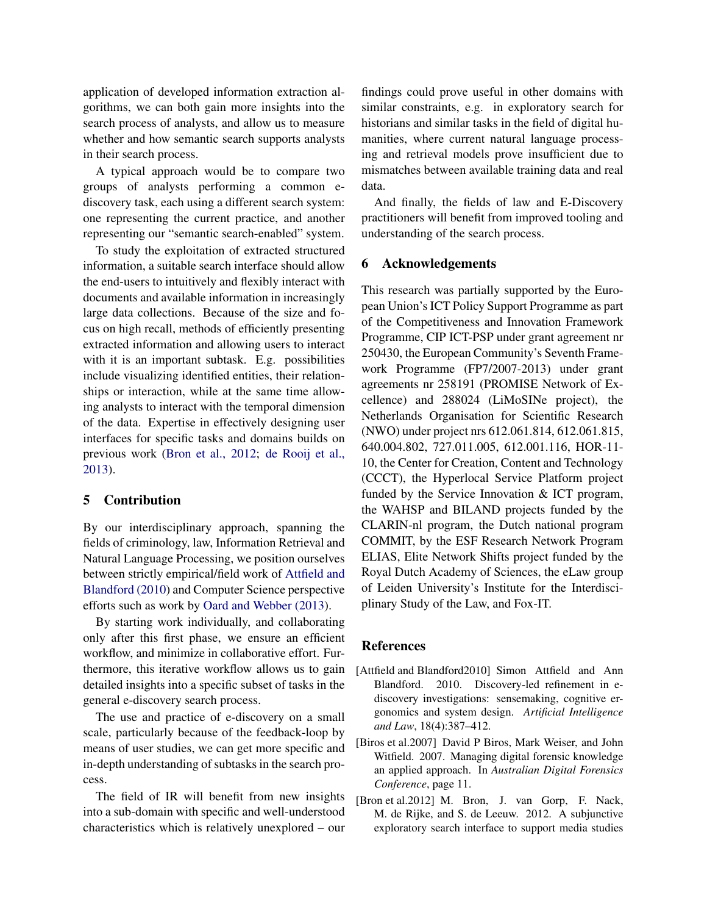application of developed information extraction algorithms, we can both gain more insights into the search process of analysts, and allow us to measure whether and how semantic search supports analysts in their search process.

A typical approach would be to compare two groups of analysts performing a common e-discovery task, each using a different search system: one representing the current practice, and another representing our "semantic search-enabled" system.

To study the exploitation of extracted structured information, a suitable search interface should allow the end-users to intuitively and flexibly interact with documents and available information in increasingly large data collections. Because of the size and focus on high recall, methods of efficiently presenting extracted information and allowing users to interact with it is an important subtask. E.g. possibilities include visualizing identified entities, their relationships or interaction, while at the same time allowing analysts to interact with the temporal dimension of the data. Expertise in effectively designing user interfaces for specific tasks and domains builds on previous work (Bron et al., 2012; de Rooij et al., 2013).

## 5 Contribution

By our interdisciplinary approach, spanning the fields of criminology, law, Information Retrieval and Natural Language Processing, we position ourselves between strictly empirical/field work of Attfield and Blandford (2010) and Computer Science perspective efforts such as work by Oard and Webber (2013).

By starting work individually, and collaborating only after this first phase, we ensure an efficient workflow, and minimize in collaborative effort. Furthermore, this iterative workflow allows us to gain detailed insights into a specific subset of tasks in the general e-discovery search process.

The use and practice of e-discovery on a small scale, particularly because of the feedback-loop by means of user studies, we can get more specific and in-depth understanding of subtasks in the search process.

The field of IR will benefit from new insights into a sub-domain with specific and well-understood characteristics which is relatively unexplored – our findings could prove useful in other domains with similar constraints, e.g. in exploratory search for historians and similar tasks in the field of digital humanities, where current natural language processing and retrieval models prove insufficient due to mismatches between available training data and real data.

And finally, the fields of law and E-Discovery practitioners will benefit from improved tooling and understanding of the search process.

## 6 Acknowledgements

This research was partially supported by the European Union's ICT Policy Support Programme as part of the Competitiveness and Innovation Framework Programme, CIP ICT-PSP under grant agreement nr 250430, the European Community's Seventh Framework Programme (FP7/2007-2013) under grant agreements nr 258191 (PROMISE Network of Excellence) and 288024 (LiMoSINe project), the Netherlands Organisation for Scientific Research (NWO) under project nrs 612.061.814, 612.061.815, 640.004.802, 727.011.005, 612.001.116, HOR-11-10, the Center for Creation, Content and Technology (CCCT), the Hyperlocal Service Platform project funded by the Service Innovation & ICT program, the WAHSP and BILAND projects funded by the CLARIN-nl program, the Dutch national program COMMIT, by the ESF Research Network Program ELIAS, Elite Network Shifts project funded by the Royal Dutch Academy of Sciences, the eLaw group of Leiden University's Institute for the Interdisciplinary Study of the Law, and Fox-IT.

## References

[Attfield and Blandford2010] Simon Attfield and Ann Blandford. 2010. Discovery-led refinement in e-discovery investigations: sensemaking, cognitive ergonomics and system design. *Artificial Intelligence and Law*, 18(4):387–412.

[Biros et al.2007] David P Biros, Mark Weiser, and John Witfield. 2007. Managing digital forensic knowledge an applied approach. In *Australian Digital Forensics Conference*, page 11.

[Bron et al.2012] M. Bron, J. van Gorp, F. Nack, M. de Rijke, and S. de Leeuw. 2012. A subjunctive exploratory search interface to support media studies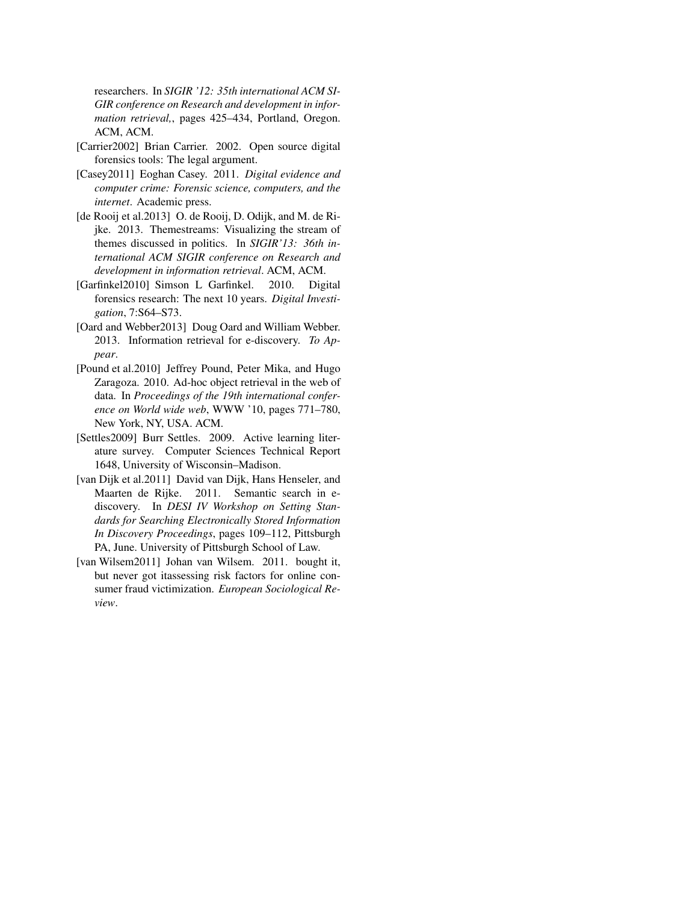researchers. In *SIGIR '12: 35th international ACM SIGIR conference on Research and development in information retrieval,*, pages 425–434, Portland, Oregon. ACM, ACM.

[Carrier2002] Brian Carrier. 2002. Open source digital forensics tools: The legal argument.

[Casey2011] Eoghan Casey. 2011. *Digital evidence and computer crime: Forensic science, computers, and the internet*. Academic press.

[de Rooij et al.2013] O. de Rooij, D. Odijk, and M. de Rijke. 2013. Themestreams: Visualizing the stream of themes discussed in politics. In *SIGIR'13: 36th international ACM SIGIR conference on Research and development in information retrieval*. ACM, ACM.

[Garfinkel2010] Simson L Garfinkel. 2010. Digital forensics research: The next 10 years. *Digital Investigation*, 7:S64–S73.

[Oard and Webber2013] Doug Oard and William Webber. 2013. Information retrieval for e-discovery. *To Appear*.

[Pound et al.2010] Jeffrey Pound, Peter Mika, and Hugo Zaragoza. 2010. Ad-hoc object retrieval in the web of data. In *Proceedings of the 19th international conference on World wide web*, WWW '10, pages 771–780, New York, NY, USA. ACM.

[Settles2009] Burr Settles. 2009. Active learning literature survey. Computer Sciences Technical Report 1648, University of Wisconsin–Madison.

[van Dijk et al.2011] David van Dijk, Hans Henseler, and Maarten de Rijke. 2011. Semantic search in e-discovery. In *DESI IV Workshop on Setting Standards for Searching Electronically Stored Information In Discovery Proceedings*, pages 109–112, Pittsburgh PA, June. University of Pittsburgh School of Law.

[van Wilsem2011] Johan van Wilsem. 2011. bought it, but never got itassessing risk factors for online consumer fraud victimization. *European Sociological Review*.